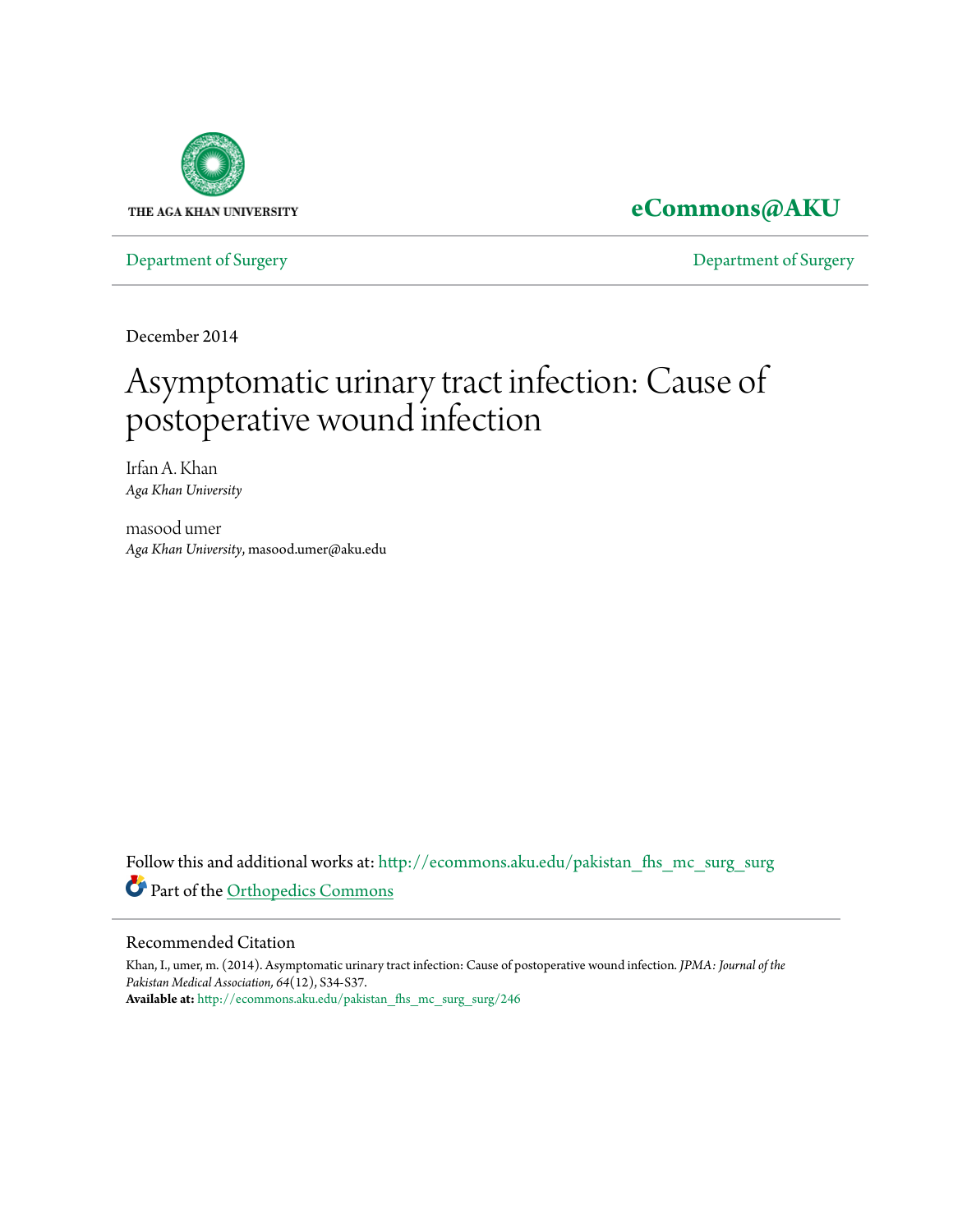THE AGA KHAN UNIVERSITY

**eCommons@AKU**

Department of Surgery | Department of Surgery

December 2014

# Asymptomatic urinary tract infection: Cause of postoperative wound infection

Irfan A. Khan
*Aga Khan University*

masood umer
*Aga Khan University*, masood.umer@aku.edu

Follow this and additional works at: http://ecommons.aku.edu/pakistan_fhs_mc_surg_surg

Part of the Orthopedics Commons

## Recommended Citation

Khan, I., umer, m. (2014). Asymptomatic urinary tract infection: Cause of postoperative wound infection. *JPMA: Journal of the Pakistan Medical Association, 64*(12), S34-S37.

**Available at:** http://ecommons.aku.edu/pakistan_fhs_mc_surg_surg/246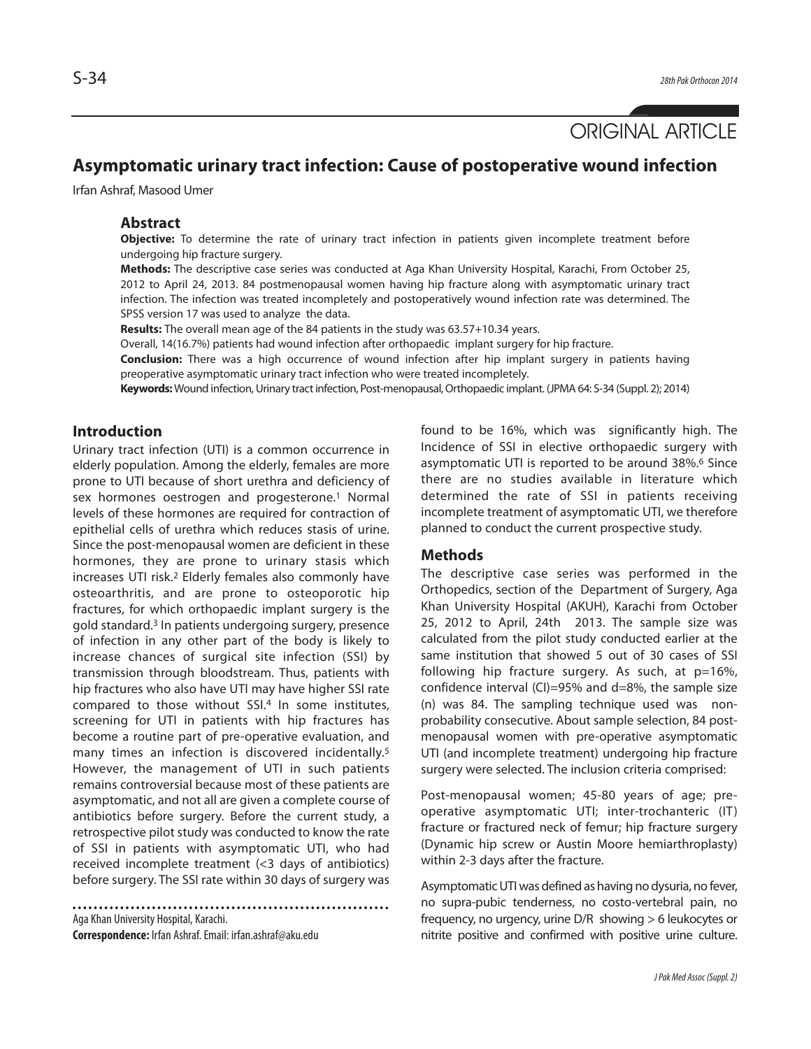ORIGINAL ARTICLE

# Asymptomatic urinary tract infection: Cause of postoperative wound infection

Irfan Ashraf, Masood Umer

## Abstract

**Objective:** To determine the rate of urinary tract infection in patients given incomplete treatment before undergoing hip fracture surgery.

**Methods:** The descriptive case series was conducted at Aga Khan University Hospital, Karachi, From October 25, 2012 to April 24, 2013. 84 postmenopausal women having hip fracture along with asymptomatic urinary tract infection. The infection was treated incompletely and postoperatively wound infection rate was determined. The SPSS version 17 was used to analyze the data.

**Results:** The overall mean age of the 84 patients in the study was 63.57+10.34 years.

Overall, 14(16.7%) patients had wound infection after orthopaedic implant surgery for hip fracture.

**Conclusion:** There was a high occurrence of wound infection after hip implant surgery in patients having preoperative asymptomatic urinary tract infection who were treated incompletely.

**Keywords:** Wound infection, Urinary tract infection, Post-menopausal, Orthopaedic implant. (JPMA 64: S-34 (Suppl. 2); 2014)

## Introduction

Urinary tract infection (UTI) is a common occurrence in elderly population. Among the elderly, females are more prone to UTI because of short urethra and deficiency of sex hormones oestrogen and progesterone.[1] Normal levels of these hormones are required for contraction of epithelial cells of urethra which reduces stasis of urine. Since the post-menopausal women are deficient in these hormones, they are prone to urinary stasis which increases UTI risk.[2] Elderly females also commonly have osteoarthritis, and are prone to osteoporotic hip fractures, for which orthopaedic implant surgery is the gold standard.[3] In patients undergoing surgery, presence of infection in any other part of the body is likely to increase chances of surgical site infection (SSI) by transmission through bloodstream. Thus, patients with hip fractures who also have UTI may have higher SSI rate compared to those without SSI.[4] In some institutes, screening for UTI in patients with hip fractures has become a routine part of pre-operative evaluation, and many times an infection is discovered incidentally.[5] However, the management of UTI in such patients remains controversial because most of these patients are asymptomatic, and not all are given a complete course of antibiotics before surgery. Before the current study, a retrospective pilot study was conducted to know the rate of SSI in patients with asymptomatic UTI, who had received incomplete treatment (<3 days of antibiotics) before surgery. The SSI rate within 30 days of surgery was found to be 16%, which was significantly high. The Incidence of SSI in elective orthopaedic surgery with asymptomatic UTI is reported to be around 38%.[6] Since there are no studies available in literature which determined the rate of SSI in patients receiving incomplete treatment of asymptomatic UTI, we therefore planned to conduct the current prospective study.

## Methods

The descriptive case series was performed in the Orthopedics, section of the Department of Surgery, Aga Khan University Hospital (AKUH), Karachi from October 25, 2012 to April, 24th 2013. The sample size was calculated from the pilot study conducted earlier at the same institution that showed 5 out of 30 cases of SSI following hip fracture surgery. As such, at p=16%, confidence interval (CI)=95% and d=8%, the sample size (n) was 84. The sampling technique used was non-probability consecutive. About sample selection, 84 post-menopausal women with pre-operative asymptomatic UTI (and incomplete treatment) undergoing hip fracture surgery were selected. The inclusion criteria comprised:

Post-menopausal women; 45-80 years of age; pre-operative asymptomatic UTI; inter-trochanteric (IT) fracture or fractured neck of femur; hip fracture surgery (Dynamic hip screw or Austin Moore hemiarthroplasty) within 2-3 days after the fracture.

Asymptomatic UTI was defined as having no dysuria, no fever, no supra-pubic tenderness, no costo-vertebral pain, no frequency, no urgency, urine D/R showing > 6 leukocytes or nitrite positive and confirmed with positive urine culture.

Aga Khan University Hospital, Karachi.

**Correspondence:** Irfan Ashraf. Email: irfan.ashraf@aku.edu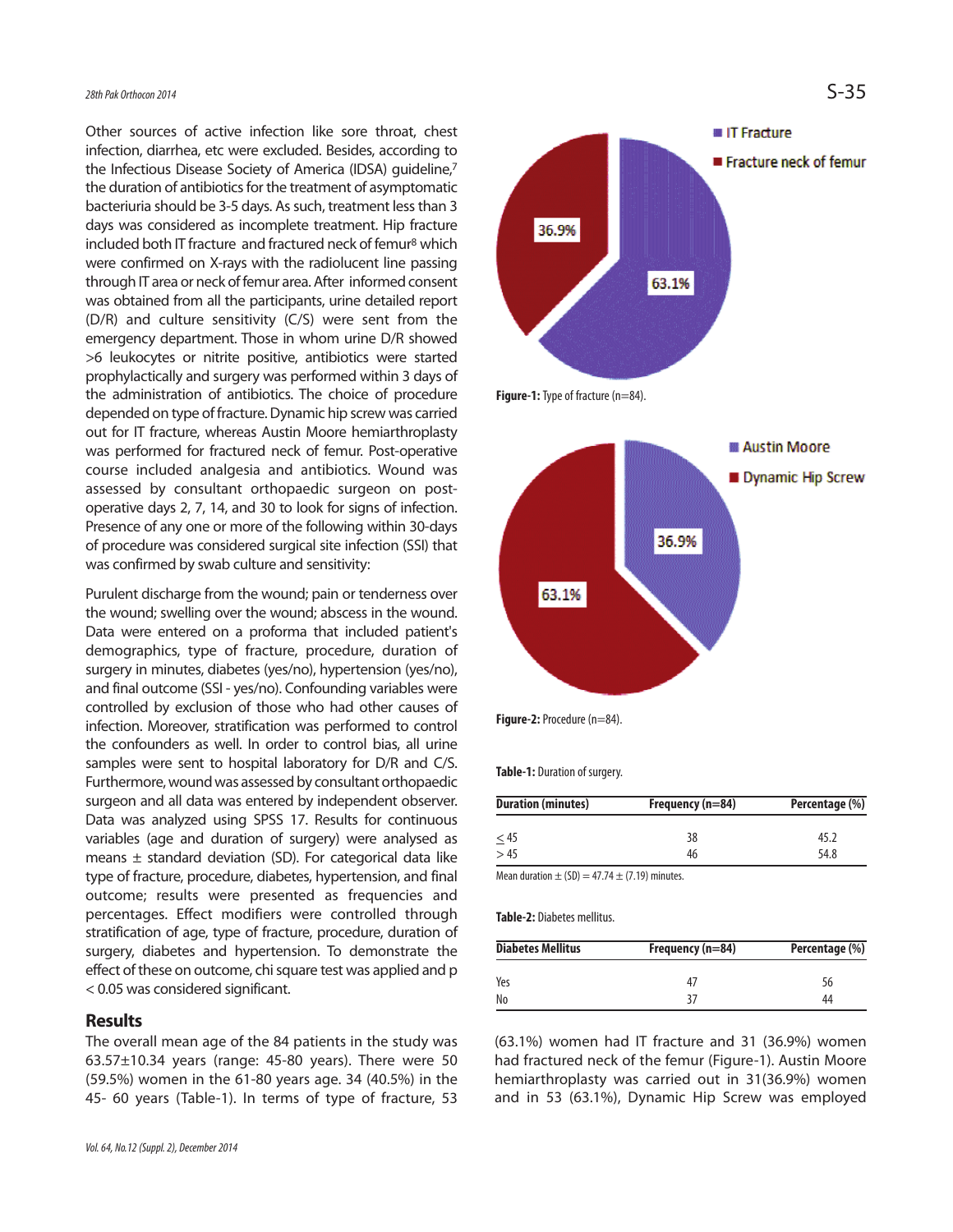Other sources of active infection like sore throat, chest infection, diarrhea, etc were excluded. Besides, according to the Infectious Disease Society of America (IDSA) guideline,[7] the duration of antibiotics for the treatment of asymptomatic bacteriuria should be 3-5 days. As such, treatment less than 3 days was considered as incomplete treatment. Hip fracture included both IT fracture and fractured neck of femur[8] which were confirmed on X-rays with the radiolucent line passing through IT area or neck of femur area. After informed consent was obtained from all the participants, urine detailed report (D/R) and culture sensitivity (C/S) were sent from the emergency department. Those in whom urine D/R showed >6 leukocytes or nitrite positive, antibiotics were started prophylactically and surgery was performed within 3 days of the administration of antibiotics. The choice of procedure depended on type of fracture. Dynamic hip screw was carried out for IT fracture, whereas Austin Moore hemiarthroplasty was performed for fractured neck of femur. Post-operative course included analgesia and antibiotics. Wound was assessed by consultant orthopaedic surgeon on post-operative days 2, 7, 14, and 30 to look for signs of infection. Presence of any one or more of the following within 30-days of procedure was considered surgical site infection (SSI) that was confirmed by swab culture and sensitivity:

Purulent discharge from the wound; pain or tenderness over the wound; swelling over the wound; abscess in the wound. Data were entered on a proforma that included patient's demographics, type of fracture, procedure, duration of surgery in minutes, diabetes (yes/no), hypertension (yes/no), and final outcome (SSI - yes/no). Confounding variables were controlled by exclusion of those who had other causes of infection. Moreover, stratification was performed to control the confounders as well. In order to control bias, all urine samples were sent to hospital laboratory for D/R and C/S. Furthermore, wound was assessed by consultant orthopaedic surgeon and all data was entered by independent observer. Data was analyzed using SPSS 17. Results for continuous variables (age and duration of surgery) were analysed as means ± standard deviation (SD). For categorical data like type of fracture, procedure, diabetes, hypertension, and final outcome; results were presented as frequencies and percentages. Effect modifiers were controlled through stratification of age, type of fracture, procedure, duration of surgery, diabetes and hypertension. To demonstrate the effect of these on outcome, chi square test was applied and $p < 0.05$ was considered significant.

## Results

The overall mean age of the 84 patients in the study was 63.57±10.34 years (range: 45-80 years). There were 50 (59.5%) women in the 61-80 years age. 34 (40.5%) in the 45- 60 years (Table-1). In terms of type of fracture, 53 (63.1%) women had IT fracture and 31 (36.9%) women had fractured neck of the femur (Figure-1). Austin Moore hemiarthroplasty was carried out in 31(36.9%) women and in 53 (63.1%), Dynamic Hip Screw was employed

**Figure-1:** Type of fracture (n=84).

**Figure-2:** Procedure (n=84).

**Table-1:** Duration of surgery.

| Duration (minutes) | Frequency (n=84) | Percentage (%) |
|---|---|---|
| ≤ 45 | 38 | 45.2 |
| > 45 | 46 | 54.8 |

Mean duration ± (SD) = 47.74 ± (7.19) minutes.

**Table-2:** Diabetes mellitus.

| Diabetes Mellitus | Frequency (n=84) | Percentage (%) |
|---|---|---|
| Yes | 47 | 56 |
| No | 37 | 44 |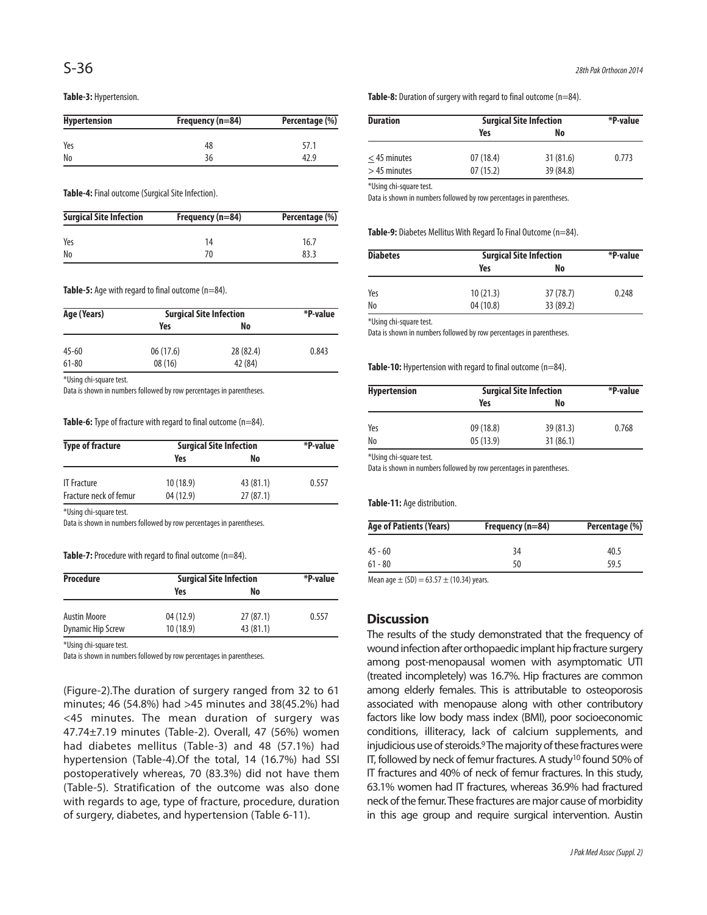**Table-3:** Hypertension.

| Hypertension | Frequency (n=84) | Percentage (%) |
|---|---|---|
| Yes | 48 | 57.1 |
| No | 36 | 42.9 |

**Table-4:** Final outcome (Surgical Site Infection).

| Surgical Site Infection | Frequency (n=84) | Percentage (%) |
|---|---|---|
| Yes | 14 | 16.7 |
| No | 70 | 83.3 |

**Table-5:** Age with regard to final outcome (n=84).

| Age (Years) | Surgical Site Infection | | *P-value |
|---|---|---|---|
| | Yes | No | |
| 45-60 | 06 (17.6) | 28 (82.4) | 0.843 |
| 61-80 | 08 (16) | 42 (84) | |

*Using chi-square test.

Data is shown in numbers followed by row percentages in parentheses.

**Table-6:** Type of fracture with regard to final outcome (n=84).

| Type of fracture | Surgical Site Infection | | *P-value |
|---|---|---|---|
| | Yes | No | |
| IT Fracture | 10 (18.9) | 43 (81.1) | 0.557 |
| Fracture neck of femur | 04 (12.9) | 27 (87.1) | |

*Using chi-square test.

Data is shown in numbers followed by row percentages in parentheses.

**Table-7:** Procedure with regard to final outcome (n=84).

| Procedure | Surgical Site Infection | | *P-value |
|---|---|---|---|
| | Yes | No | |
| Austin Moore | 04 (12.9) | 27 (87.1) | 0.557 |
| Dynamic Hip Screw | 10 (18.9) | 43 (81.1) | |

*Using chi-square test.

Data is shown in numbers followed by row percentages in parentheses.

(Figure-2).The duration of surgery ranged from 32 to 61 minutes; 46 (54.8%) had >45 minutes and 38(45.2%) had <45 minutes. The mean duration of surgery was 47.74±7.19 minutes (Table-2). Overall, 47 (56%) women had diabetes mellitus (Table-3) and 48 (57.1%) had hypertension (Table-4).Of the total, 14 (16.7%) had SSI postoperatively whereas, 70 (83.3%) did not have them (Table-5). Stratification of the outcome was also done with regards to age, type of fracture, procedure, duration of surgery, diabetes, and hypertension (Table 6-11).

**Table-8:** Duration of surgery with regard to final outcome (n=84).

| Duration | Surgical Site Infection | | *P-value |
|---|---|---|---|
| | Yes | No | |
| ≤ 45 minutes | 07 (18.4) | 31 (81.6) | 0.773 |
| > 45 minutes | 07 (15.2) | 39 (84.8) | |

*Using chi-square test.

Data is shown in numbers followed by row percentages in parentheses.

**Table-9:** Diabetes Mellitus With Regard To Final Outcome (n=84).

| Diabetes | Surgical Site Infection | | *P-value |
|---|---|---|---|
| | Yes | No | |
| Yes | 10 (21.3) | 37 (78.7) | 0.248 |
| No | 04 (10.8) | 33 (89.2) | |

*Using chi-square test.

Data is shown in numbers followed by row percentages in parentheses.

**Table-10:** Hypertension with regard to final outcome (n=84).

| Hypertension | Surgical Site Infection | | *P-value |
|---|---|---|---|
| | Yes | No | |
| Yes | 09 (18.8) | 39 (81.3) | 0.768 |
| No | 05 (13.9) | 31 (86.1) | |

*Using chi-square test.

Data is shown in numbers followed by row percentages in parentheses.

**Table-11:** Age distribution.

| Age of Patients (Years) | Frequency (n=84) | Percentage (%) |
|---|---|---|
| 45 - 60 | 34 | 40.5 |
| 61 - 80 | 50 | 59.5 |

Mean age ± (SD) = 63.57 ± (10.34) years.

## Discussion

The results of the study demonstrated that the frequency of wound infection after orthopaedic implant hip fracture surgery among post-menopausal women with asymptomatic UTI (treated incompletely) was 16.7%. Hip fractures are common among elderly females. This is attributable to osteoporosis associated with menopause along with other contributory factors like low body mass index (BMI), poor socioeconomic conditions, illiteracy, lack of calcium supplements, and injudicious use of steroids.[9] The majority of these fractures were IT, followed by neck of femur fractures. A study[10] found 50% of IT fractures and 40% of neck of femur fractures. In this study, 63.1% women had IT fractures, whereas 36.9% had fractured neck of the femur. These fractures are major cause of morbidity in this age group and require surgical intervention. Austin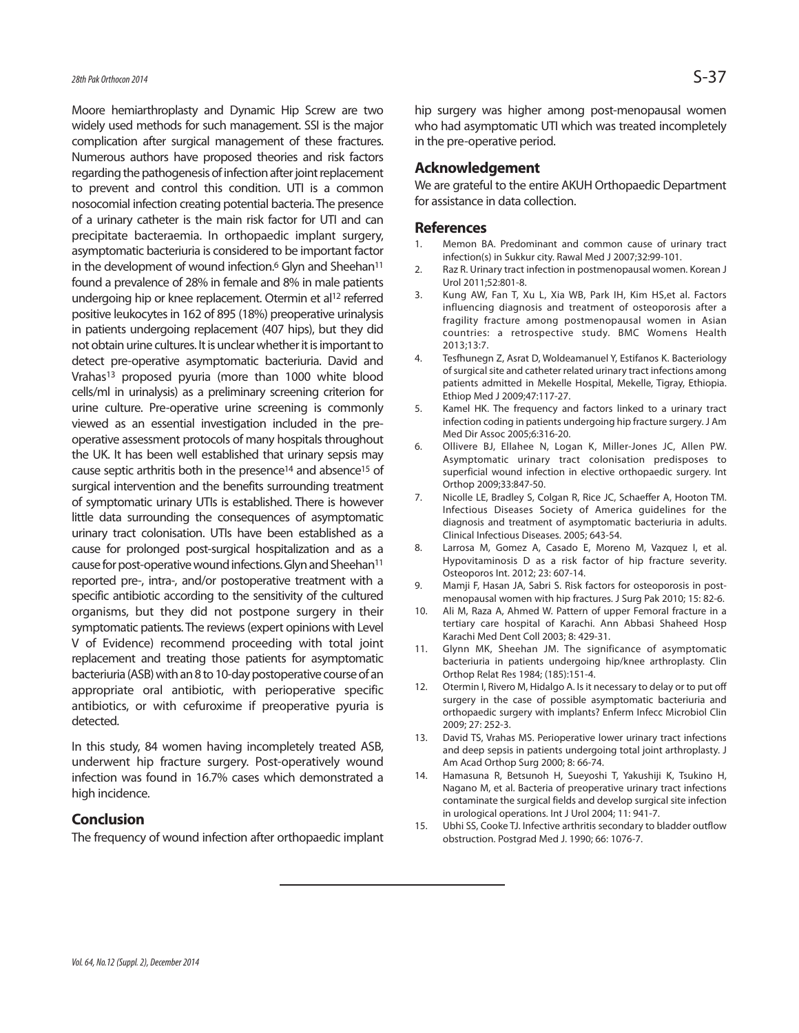Moore hemiarthroplasty and Dynamic Hip Screw are two widely used methods for such management. SSI is the major complication after surgical management of these fractures. Numerous authors have proposed theories and risk factors regarding the pathogenesis of infection after joint replacement to prevent and control this condition. UTI is a common nosocomial infection creating potential bacteria. The presence of a urinary catheter is the main risk factor for UTI and can precipitate bacteraemia. In orthopaedic implant surgery, asymptomatic bacteriuria is considered to be important factor in the development of wound infection.[6] Glyn and Sheehan[11] found a prevalence of 28% in female and 8% in male patients undergoing hip or knee replacement. Otermin et al[12] referred positive leukocytes in 162 of 895 (18%) preoperative urinalysis in patients undergoing replacement (407 hips), but they did not obtain urine cultures. It is unclear whether it is important to detect pre-operative asymptomatic bacteriuria. David and Vrahas[13] proposed pyuria (more than 1000 white blood cells/ml in urinalysis) as a preliminary screening criterion for urine culture. Pre-operative urine screening is commonly viewed as an essential investigation included in the pre-operative assessment protocols of many hospitals throughout the UK. It has been well established that urinary sepsis may cause septic arthritis both in the presence[14] and absence[15] of surgical intervention and the benefits surrounding treatment of symptomatic urinary UTIs is established. There is however little data surrounding the consequences of asymptomatic urinary tract colonisation. UTIs have been established as a cause for prolonged post-surgical hospitalization and as a cause for post-operative wound infections. Glyn and Sheehan[11] reported pre-, intra-, and/or postoperative treatment with a specific antibiotic according to the sensitivity of the cultured organisms, but they did not postpone surgery in their symptomatic patients. The reviews (expert opinions with Level V of Evidence) recommend proceeding with total joint replacement and treating those patients for asymptomatic bacteriuria (ASB) with an 8 to 10-day postoperative course of an appropriate oral antibiotic, with perioperative specific antibiotics, or with cefuroxime if preoperative pyuria is detected.

In this study, 84 women having incompletely treated ASB, underwent hip fracture surgery. Post-operatively wound infection was found in 16.7% cases which demonstrated a high incidence.

## Conclusion

The frequency of wound infection after orthopaedic implant hip surgery was higher among post-menopausal women who had asymptomatic UTI which was treated incompletely in the pre-operative period.

## Acknowledgement

We are grateful to the entire AKUH Orthopaedic Department for assistance in data collection.

## References

1. Memon BA. Predominant and common cause of urinary tract infection(s) in Sukkur city. Rawal Med J 2007;32:99-101.
2. Raz R. Urinary tract infection in postmenopausal women. Korean J Urol 2011;52:801-8.
3. Kung AW, Fan T, Xu L, Xia WB, Park IH, Kim HS,et al. Factors influencing diagnosis and treatment of osteoporosis after a fragility fracture among postmenopausal women in Asian countries: a retrospective study. BMC Womens Health 2013;13:7.
4. Tesfhunegn Z, Asrat D, Woldeamanuel Y, Estifanos K. Bacteriology of surgical site and catheter related urinary tract infections among patients admitted in Mekelle Hospital, Mekelle, Tigray, Ethiopia. Ethiop Med J 2009;47:117-27.
5. Kamel HK. The frequency and factors linked to a urinary tract infection coding in patients undergoing hip fracture surgery. J Am Med Dir Assoc 2005;6:316-20.
6. Ollivere BJ, Ellahee N, Logan K, Miller-Jones JC, Allen PW. Asymptomatic urinary tract colonisation predisposes to superficial wound infection in elective orthopaedic surgery. Int Orthop 2009;33:847-50.
7. Nicolle LE, Bradley S, Colgan R, Rice JC, Schaeffer A, Hooton TM. Infectious Diseases Society of America guidelines for the diagnosis and treatment of asymptomatic bacteriuria in adults. Clinical Infectious Diseases. 2005; 643-54.
8. Larrosa M, Gomez A, Casado E, Moreno M, Vazquez I, et al. Hypovitaminosis D as a risk factor of hip fracture severity. Osteoporos Int. 2012; 23: 607-14.
9. Mamji F, Hasan JA, Sabri S. Risk factors for osteoporosis in post-menopausal women with hip fractures. J Surg Pak 2010; 15: 82-6.
10. Ali M, Raza A, Ahmed W. Pattern of upper Femoral fracture in a tertiary care hospital of Karachi. Ann Abbasi Shaheed Hosp Karachi Med Dent Coll 2003; 8: 429-31.
11. Glynn MK, Sheehan JM. The significance of asymptomatic bacteriuria in patients undergoing hip/knee arthroplasty. Clin Orthop Relat Res 1984; (185):151-4.
12. Otermin I, Rivero M, Hidalgo A. Is it necessary to delay or to put off surgery in the case of possible asymptomatic bacteriuria and orthopaedic surgery with implants? Enferm Infecc Microbiol Clin 2009; 27: 252-3.
13. David TS, Vrahas MS. Perioperative lower urinary tract infections and deep sepsis in patients undergoing total joint arthroplasty. J Am Acad Orthop Surg 2000; 8: 66-74.
14. Hamasuna R, Betsunoh H, Sueyoshi T, Yakushiji K, Tsukino H, Nagano M, et al. Bacteria of preoperative urinary tract infections contaminate the surgical fields and develop surgical site infection in urological operations. Int J Urol 2004; 11: 941-7.
15. Ubhi SS, Cooke TJ. Infective arthritis secondary to bladder outflow obstruction. Postgrad Med J. 1990; 66: 1076-7.